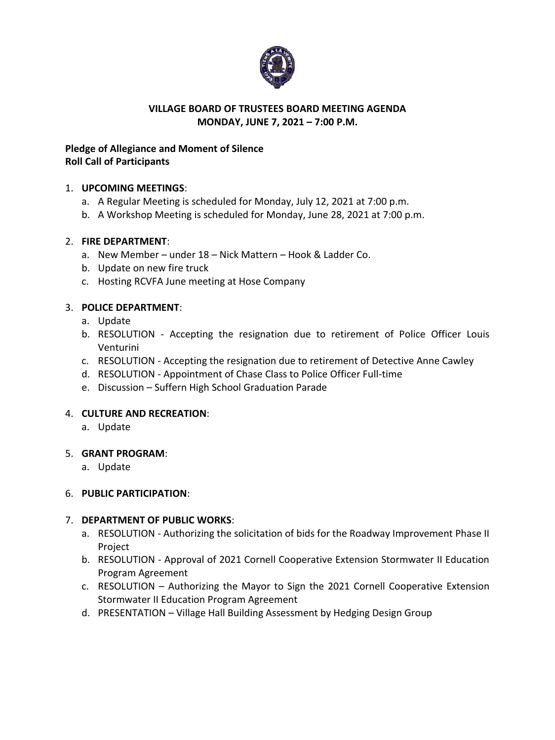# VILLAGE BOARD OF TRUSTEES BOARD MEETING AGENDA
## MONDAY, JUNE 7, 2021 – 7:00 P.M.

**Pledge of Allegiance and Moment of Silence**
**Roll Call of Participants**

1. **UPCOMING MEETINGS**:
   a. A Regular Meeting is scheduled for Monday, July 12, 2021 at 7:00 p.m.
   b. A Workshop Meeting is scheduled for Monday, June 28, 2021 at 7:00 p.m.

2. **FIRE DEPARTMENT**:
   a. New Member – under 18 – Nick Mattern – Hook & Ladder Co.
   b. Update on new fire truck
   c. Hosting RCVFA June meeting at Hose Company

3. **POLICE DEPARTMENT**:
   a. Update
   b. RESOLUTION - Accepting the resignation due to retirement of Police Officer Louis Venturini
   c. RESOLUTION - Accepting the resignation due to retirement of Detective Anne Cawley
   d. RESOLUTION - Appointment of Chase Class to Police Officer Full-time
   e. Discussion – Suffern High School Graduation Parade

4. **CULTURE AND RECREATION**:
   a. Update

5. **GRANT PROGRAM**:
   a. Update

6. **PUBLIC PARTICIPATION**:

7. **DEPARTMENT OF PUBLIC WORKS**:
   a. RESOLUTION - Authorizing the solicitation of bids for the Roadway Improvement Phase II Project
   b. RESOLUTION - Approval of 2021 Cornell Cooperative Extension Stormwater II Education Program Agreement
   c. RESOLUTION – Authorizing the Mayor to Sign the 2021 Cornell Cooperative Extension Stormwater II Education Program Agreement
   d. PRESENTATION – Village Hall Building Assessment by Hedging Design Group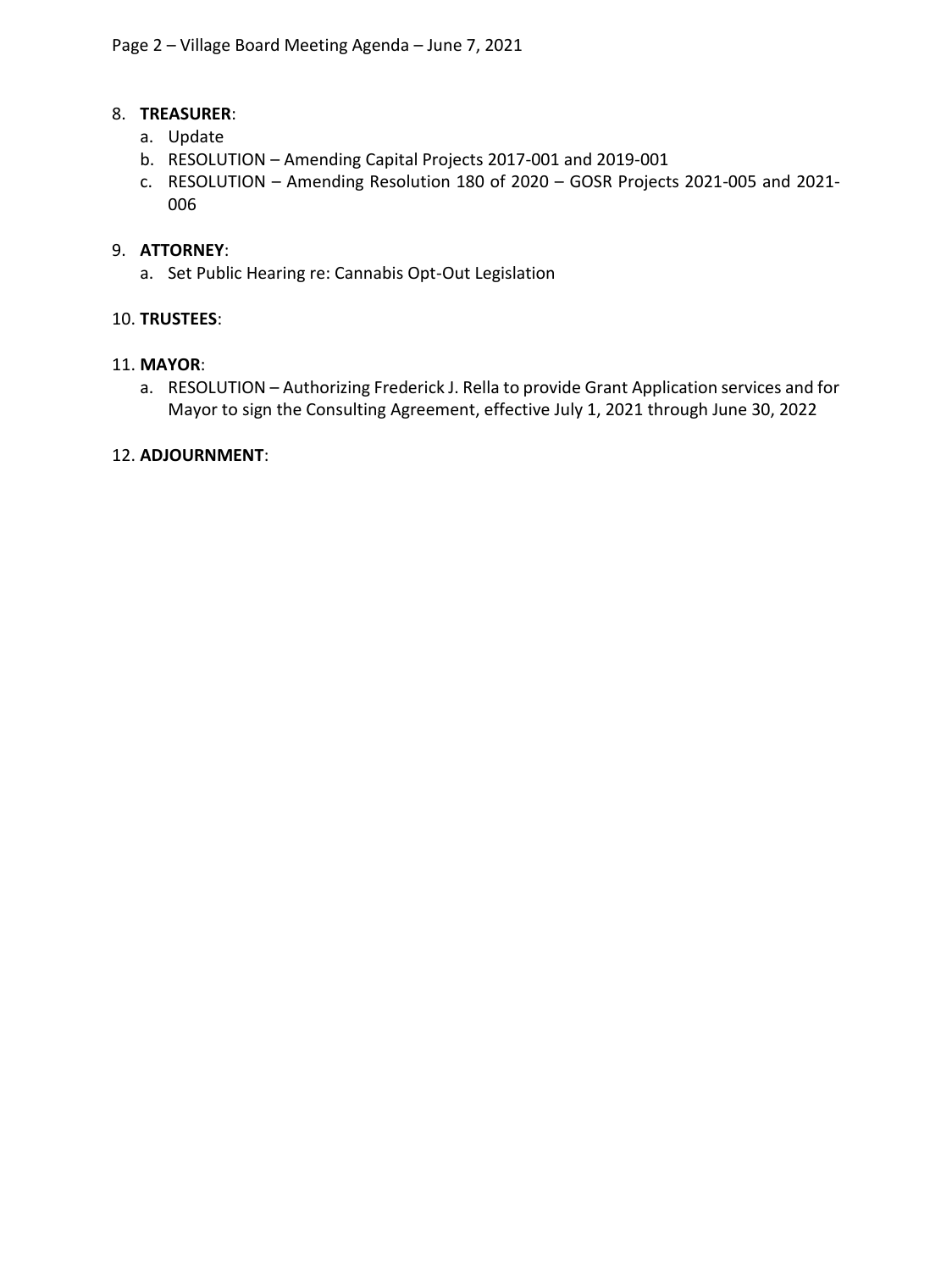8. **TREASURER**:
    a. Update
    b. RESOLUTION – Amending Capital Projects 2017-001 and 2019-001
    c. RESOLUTION – Amending Resolution 180 of 2020 – GOSR Projects 2021-005 and 2021-006

9. **ATTORNEY**:
    a. Set Public Hearing re: Cannabis Opt-Out Legislation

10. **TRUSTEES**:

11. **MAYOR**:
    a. RESOLUTION – Authorizing Frederick J. Rella to provide Grant Application services and for Mayor to sign the Consulting Agreement, effective July 1, 2021 through June 30, 2022

12. **ADJOURNMENT**: